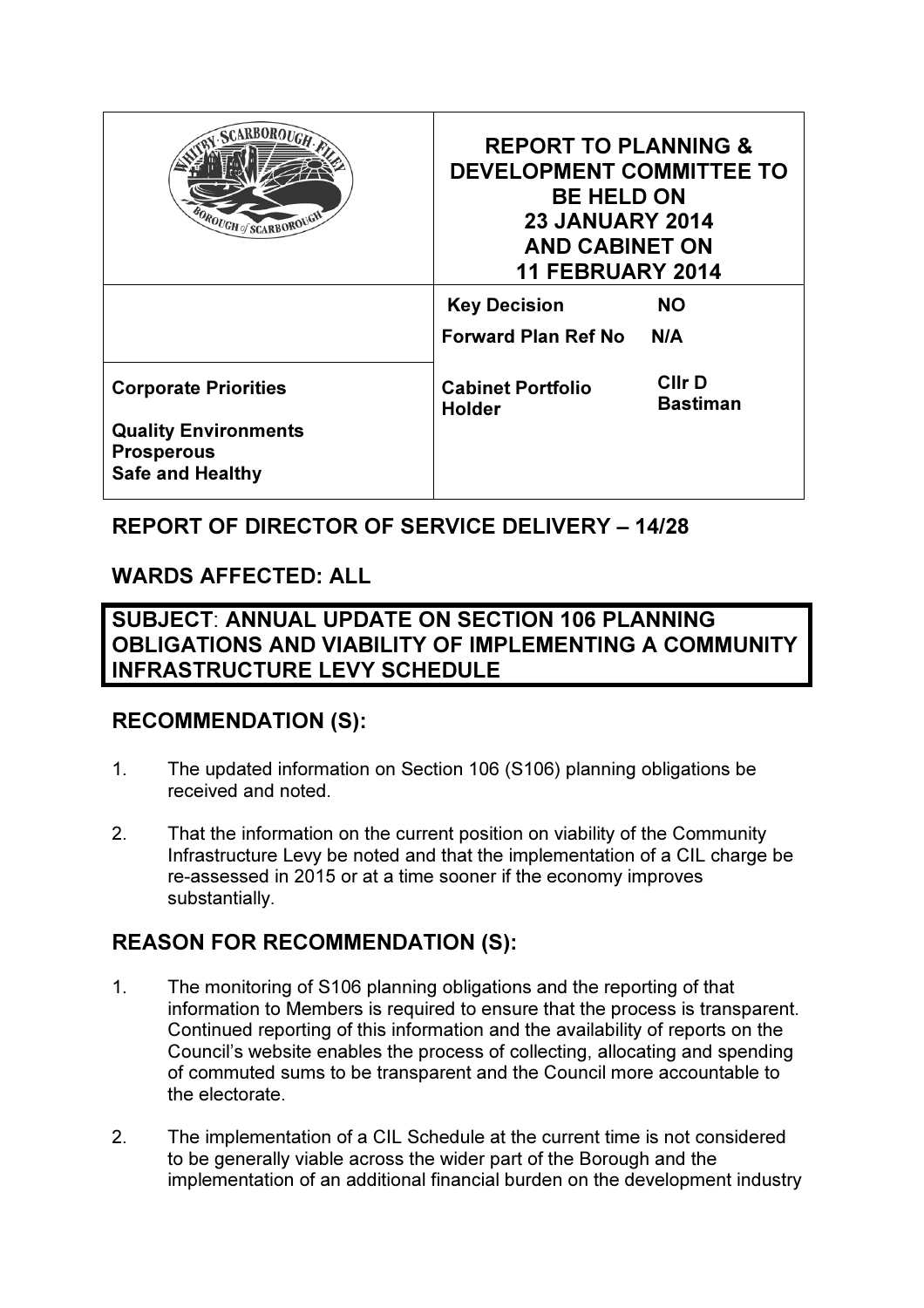| | REPORT TO PLANNING & DEVELOPMENT COMMITTEE TO BE HELD ON 23 JANUARY 2014 AND CABINET ON 11 FEBRUARY 2014 | |
|---|---|---|
| | **Key Decision** | **NO** |
| | **Forward Plan Ref No** | **N/A** |
| **Corporate Priorities**<br><br>**Quality Environments**<br>**Prosperous**<br>**Safe and Healthy** | **Cabinet Portfolio Holder** | **Cllr D Bastiman** |

## REPORT OF DIRECTOR OF SERVICE DELIVERY – 14/28

## WARDS AFFECTED: ALL

## SUBJECT: ANNUAL UPDATE ON SECTION 106 PLANNING OBLIGATIONS AND VIABILITY OF IMPLEMENTING A COMMUNITY INFRASTRUCTURE LEVY SCHEDULE

## RECOMMENDATION (S):

1. The updated information on Section 106 (S106) planning obligations be received and noted.

2. That the information on the current position on viability of the Community Infrastructure Levy be noted and that the implementation of a CIL charge be re-assessed in 2015 or at a time sooner if the economy improves substantially.

## REASON FOR RECOMMENDATION (S):

1. The monitoring of S106 planning obligations and the reporting of that information to Members is required to ensure that the process is transparent. Continued reporting of this information and the availability of reports on the Council's website enables the process of collecting, allocating and spending of commuted sums to be transparent and the Council more accountable to the electorate.

2. The implementation of a CIL Schedule at the current time is not considered to be generally viable across the wider part of the Borough and the implementation of an additional financial burden on the development industry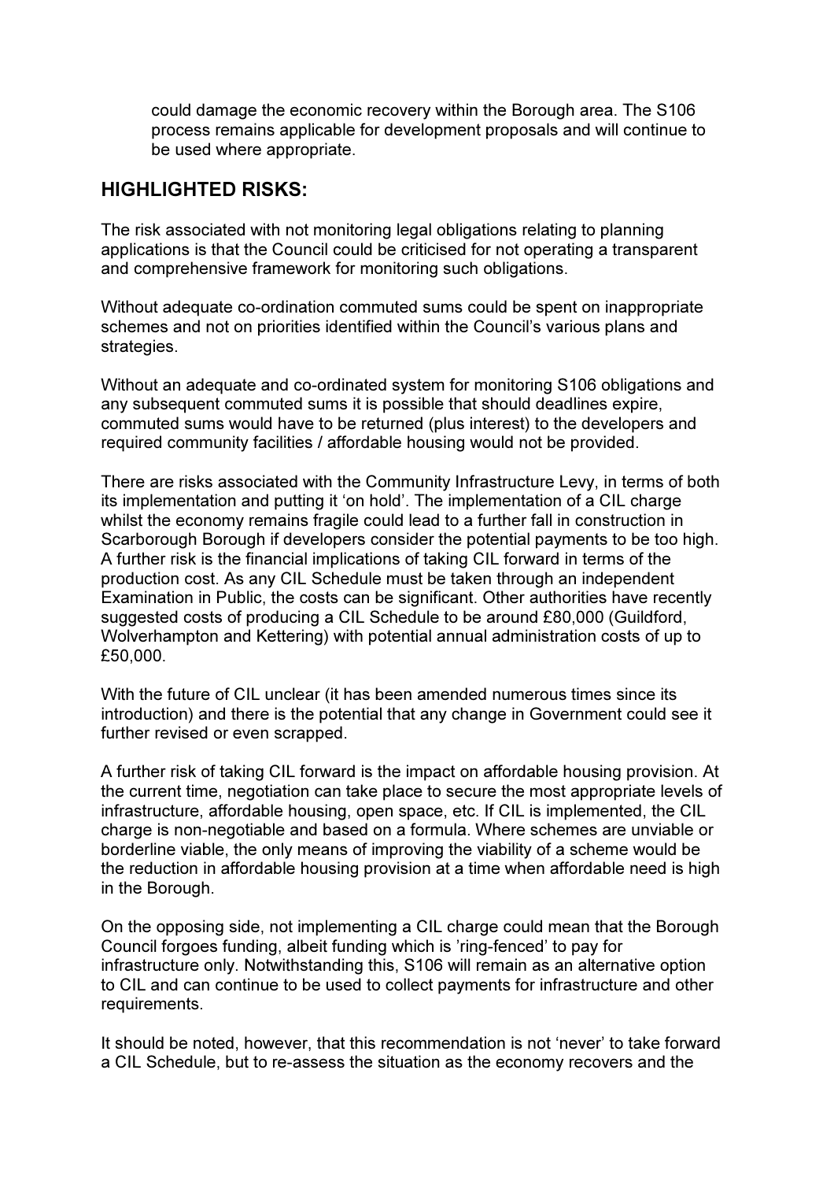could damage the economic recovery within the Borough area. The S106 process remains applicable for development proposals and will continue to be used where appropriate.

## HIGHLIGHTED RISKS:

The risk associated with not monitoring legal obligations relating to planning applications is that the Council could be criticised for not operating a transparent and comprehensive framework for monitoring such obligations.

Without adequate co-ordination commuted sums could be spent on inappropriate schemes and not on priorities identified within the Council's various plans and strategies.

Without an adequate and co-ordinated system for monitoring S106 obligations and any subsequent commuted sums it is possible that should deadlines expire, commuted sums would have to be returned (plus interest) to the developers and required community facilities / affordable housing would not be provided.

There are risks associated with the Community Infrastructure Levy, in terms of both its implementation and putting it 'on hold'. The implementation of a CIL charge whilst the economy remains fragile could lead to a further fall in construction in Scarborough Borough if developers consider the potential payments to be too high. A further risk is the financial implications of taking CIL forward in terms of the production cost. As any CIL Schedule must be taken through an independent Examination in Public, the costs can be significant. Other authorities have recently suggested costs of producing a CIL Schedule to be around £80,000 (Guildford, Wolverhampton and Kettering) with potential annual administration costs of up to £50,000.

With the future of CIL unclear (it has been amended numerous times since its introduction) and there is the potential that any change in Government could see it further revised or even scrapped.

A further risk of taking CIL forward is the impact on affordable housing provision. At the current time, negotiation can take place to secure the most appropriate levels of infrastructure, affordable housing, open space, etc. If CIL is implemented, the CIL charge is non-negotiable and based on a formula. Where schemes are unviable or borderline viable, the only means of improving the viability of a scheme would be the reduction in affordable housing provision at a time when affordable need is high in the Borough.

On the opposing side, not implementing a CIL charge could mean that the Borough Council forgoes funding, albeit funding which is 'ring-fenced' to pay for infrastructure only. Notwithstanding this, S106 will remain as an alternative option to CIL and can continue to be used to collect payments for infrastructure and other requirements.

It should be noted, however, that this recommendation is not 'never' to take forward a CIL Schedule, but to re-assess the situation as the economy recovers and the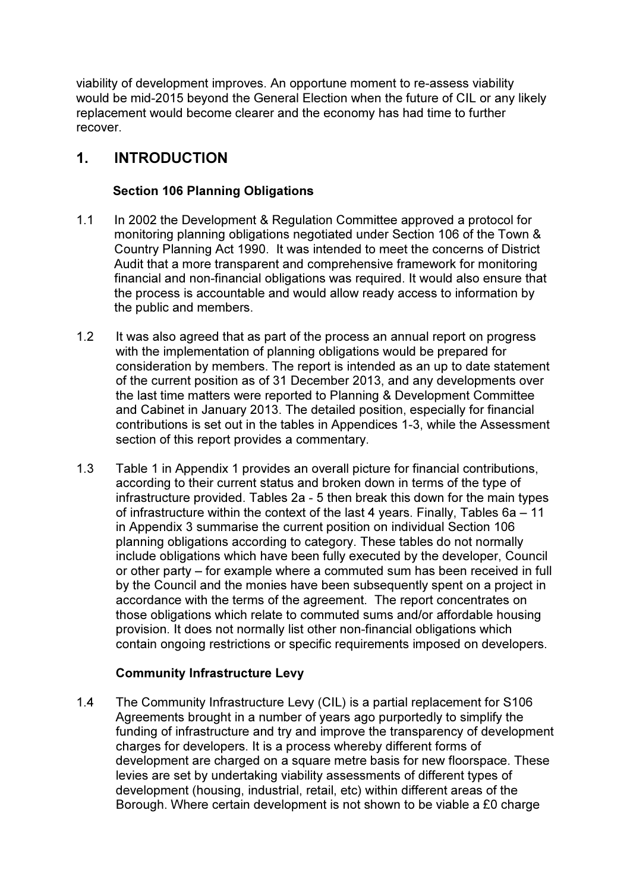viability of development improves. An opportune moment to re-assess viability would be mid-2015 beyond the General Election when the future of CIL or any likely replacement would become clearer and the economy has had time to further recover.

# 1. INTRODUCTION

### Section 106 Planning Obligations

1.1 In 2002 the Development & Regulation Committee approved a protocol for monitoring planning obligations negotiated under Section 106 of the Town & Country Planning Act 1990. It was intended to meet the concerns of District Audit that a more transparent and comprehensive framework for monitoring financial and non-financial obligations was required. It would also ensure that the process is accountable and would allow ready access to information by the public and members.

1.2 It was also agreed that as part of the process an annual report on progress with the implementation of planning obligations would be prepared for consideration by members. The report is intended as an up to date statement of the current position as of 31 December 2013, and any developments over the last time matters were reported to Planning & Development Committee and Cabinet in January 2013. The detailed position, especially for financial contributions is set out in the tables in Appendices 1-3, while the Assessment section of this report provides a commentary.

1.3 Table 1 in Appendix 1 provides an overall picture for financial contributions, according to their current status and broken down in terms of the type of infrastructure provided. Tables 2a - 5 then break this down for the main types of infrastructure within the context of the last 4 years. Finally, Tables 6a – 11 in Appendix 3 summarise the current position on individual Section 106 planning obligations according to category. These tables do not normally include obligations which have been fully executed by the developer, Council or other party – for example where a commuted sum has been received in full by the Council and the monies have been subsequently spent on a project in accordance with the terms of the agreement. The report concentrates on those obligations which relate to commuted sums and/or affordable housing provision. It does not normally list other non-financial obligations which contain ongoing restrictions or specific requirements imposed on developers.

### Community Infrastructure Levy

1.4 The Community Infrastructure Levy (CIL) is a partial replacement for S106 Agreements brought in a number of years ago purportedly to simplify the funding of infrastructure and try and improve the transparency of development charges for developers. It is a process whereby different forms of development are charged on a square metre basis for new floorspace. These levies are set by undertaking viability assessments of different types of development (housing, industrial, retail, etc) within different areas of the Borough. Where certain development is not shown to be viable a £0 charge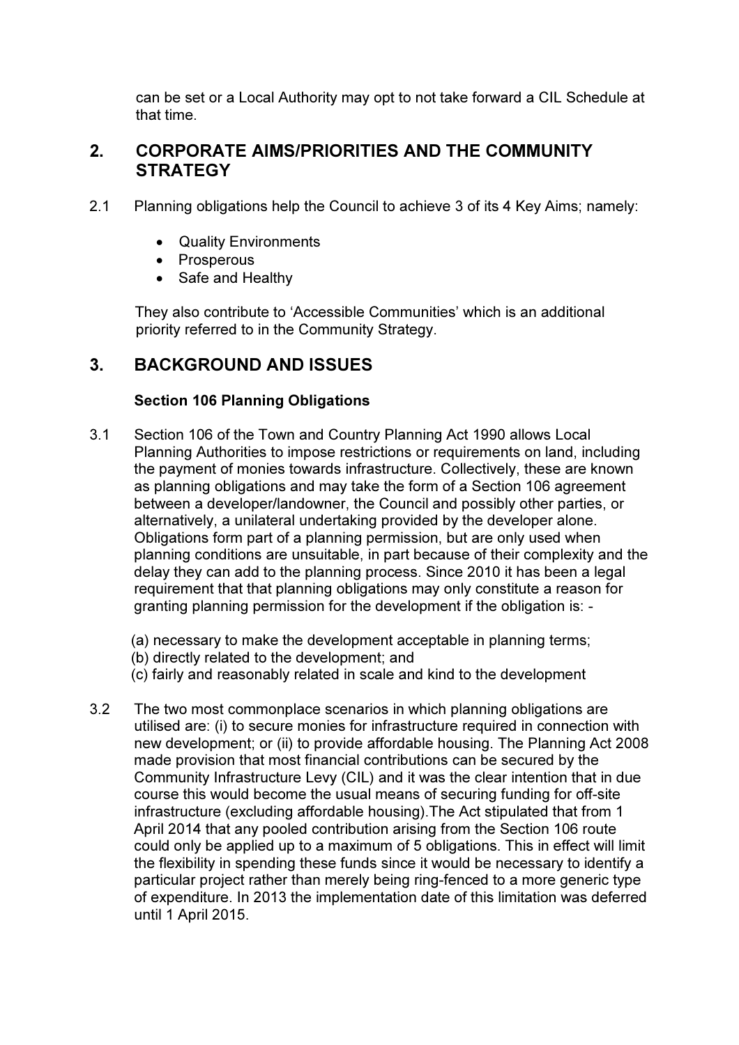can be set or a Local Authority may opt to not take forward a CIL Schedule at that time.

## 2. CORPORATE AIMS/PRIORITIES AND THE COMMUNITY STRATEGY

2.1 Planning obligations help the Council to achieve 3 of its 4 Key Aims; namely:

- Quality Environments
- Prosperous
- Safe and Healthy

They also contribute to 'Accessible Communities' which is an additional priority referred to in the Community Strategy.

## 3. BACKGROUND AND ISSUES

**Section 106 Planning Obligations**

3.1 Section 106 of the Town and Country Planning Act 1990 allows Local Planning Authorities to impose restrictions or requirements on land, including the payment of monies towards infrastructure. Collectively, these are known as planning obligations and may take the form of a Section 106 agreement between a developer/landowner, the Council and possibly other parties, or alternatively, a unilateral undertaking provided by the developer alone. Obligations form part of a planning permission, but are only used when planning conditions are unsuitable, in part because of their complexity and the delay they can add to the planning process. Since 2010 it has been a legal requirement that that planning obligations may only constitute a reason for granting planning permission for the development if the obligation is: -

(a) necessary to make the development acceptable in planning terms;
(b) directly related to the development; and
(c) fairly and reasonably related in scale and kind to the development

3.2 The two most commonplace scenarios in which planning obligations are utilised are: (i) to secure monies for infrastructure required in connection with new development; or (ii) to provide affordable housing. The Planning Act 2008 made provision that most financial contributions can be secured by the Community Infrastructure Levy (CIL) and it was the clear intention that in due course this would become the usual means of securing funding for off-site infrastructure (excluding affordable housing).The Act stipulated that from 1 April 2014 that any pooled contribution arising from the Section 106 route could only be applied up to a maximum of 5 obligations. This in effect will limit the flexibility in spending these funds since it would be necessary to identify a particular project rather than merely being ring-fenced to a more generic type of expenditure. In 2013 the implementation date of this limitation was deferred until 1 April 2015.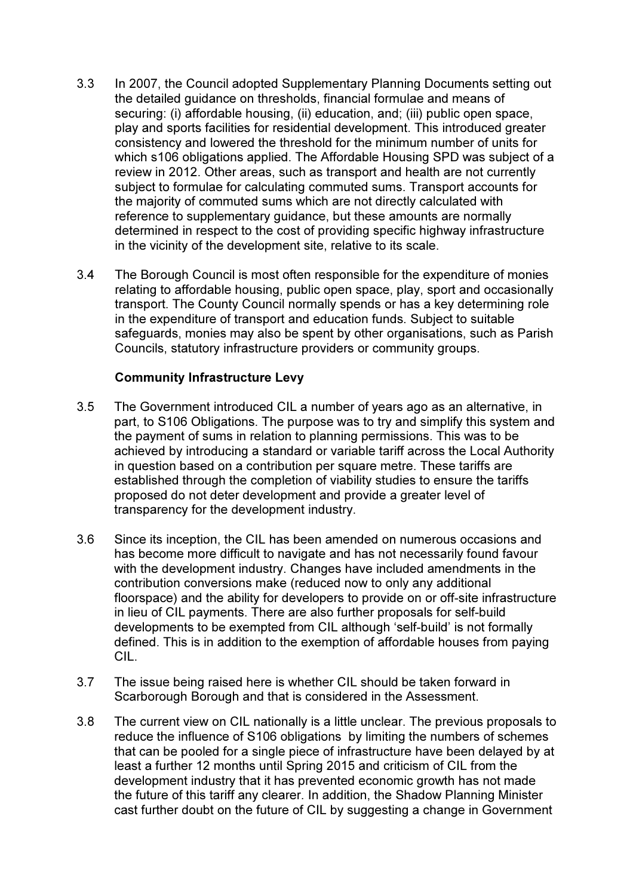3.3 In 2007, the Council adopted Supplementary Planning Documents setting out the detailed guidance on thresholds, financial formulae and means of securing: (i) affordable housing, (ii) education, and; (iii) public open space, play and sports facilities for residential development. This introduced greater consistency and lowered the threshold for the minimum number of units for which s106 obligations applied. The Affordable Housing SPD was subject of a review in 2012. Other areas, such as transport and health are not currently subject to formulae for calculating commuted sums. Transport accounts for the majority of commuted sums which are not directly calculated with reference to supplementary guidance, but these amounts are normally determined in respect to the cost of providing specific highway infrastructure in the vicinity of the development site, relative to its scale.

3.4 The Borough Council is most often responsible for the expenditure of monies relating to affordable housing, public open space, play, sport and occasionally transport. The County Council normally spends or has a key determining role in the expenditure of transport and education funds. Subject to suitable safeguards, monies may also be spent by other organisations, such as Parish Councils, statutory infrastructure providers or community groups.

**Community Infrastructure Levy**

3.5 The Government introduced CIL a number of years ago as an alternative, in part, to S106 Obligations. The purpose was to try and simplify this system and the payment of sums in relation to planning permissions. This was to be achieved by introducing a standard or variable tariff across the Local Authority in question based on a contribution per square metre. These tariffs are established through the completion of viability studies to ensure the tariffs proposed do not deter development and provide a greater level of transparency for the development industry.

3.6 Since its inception, the CIL has been amended on numerous occasions and has become more difficult to navigate and has not necessarily found favour with the development industry. Changes have included amendments in the contribution conversions make (reduced now to only any additional floorspace) and the ability for developers to provide on or off-site infrastructure in lieu of CIL payments. There are also further proposals for self-build developments to be exempted from CIL although 'self-build' is not formally defined. This is in addition to the exemption of affordable houses from paying CIL.

3.7 The issue being raised here is whether CIL should be taken forward in Scarborough Borough and that is considered in the Assessment.

3.8 The current view on CIL nationally is a little unclear. The previous proposals to reduce the influence of S106 obligations by limiting the numbers of schemes that can be pooled for a single piece of infrastructure have been delayed by at least a further 12 months until Spring 2015 and criticism of CIL from the development industry that it has prevented economic growth has not made the future of this tariff any clearer. In addition, the Shadow Planning Minister cast further doubt on the future of CIL by suggesting a change in Government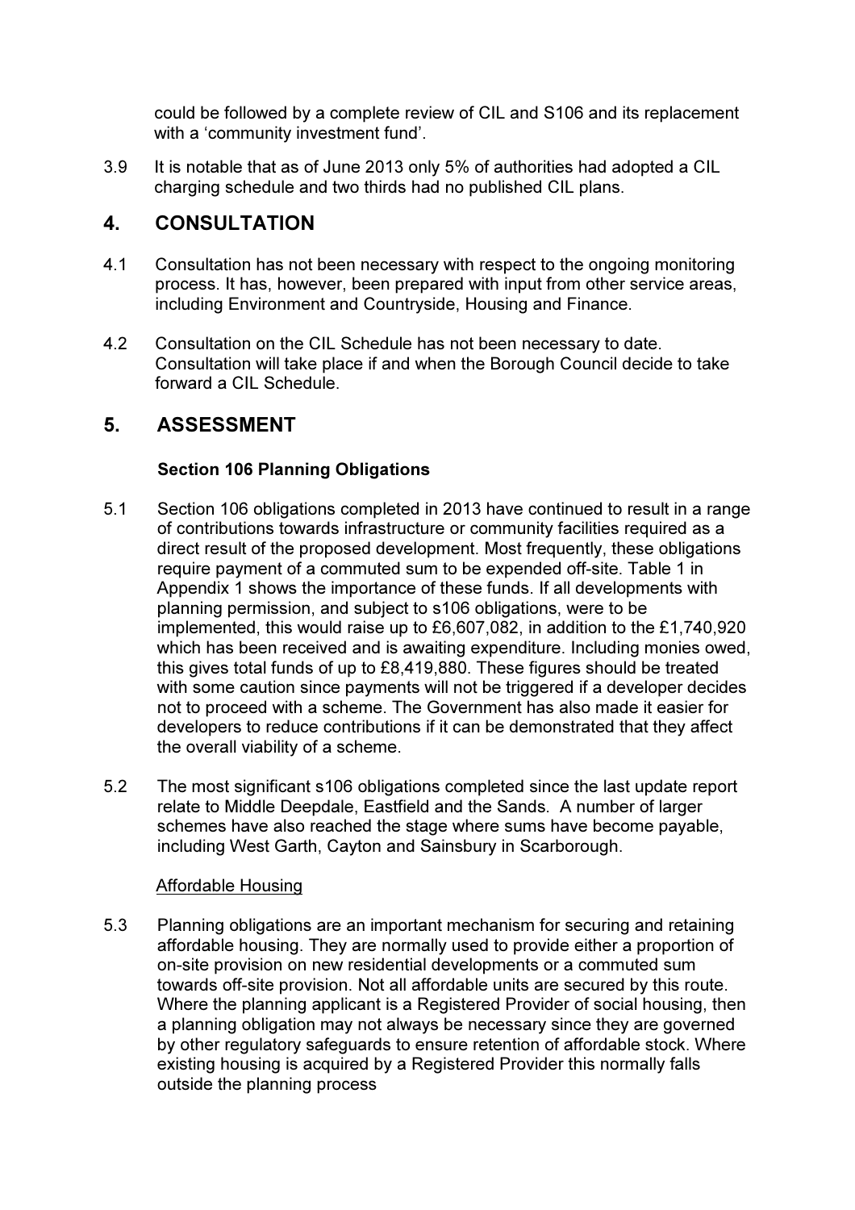could be followed by a complete review of CIL and S106 and its replacement with a 'community investment fund'.

3.9 It is notable that as of June 2013 only 5% of authorities had adopted a CIL charging schedule and two thirds had no published CIL plans.

## 4. CONSULTATION

4.1 Consultation has not been necessary with respect to the ongoing monitoring process. It has, however, been prepared with input from other service areas, including Environment and Countryside, Housing and Finance.

4.2 Consultation on the CIL Schedule has not been necessary to date. Consultation will take place if and when the Borough Council decide to take forward a CIL Schedule.

## 5. ASSESSMENT

### Section 106 Planning Obligations

5.1 Section 106 obligations completed in 2013 have continued to result in a range of contributions towards infrastructure or community facilities required as a direct result of the proposed development. Most frequently, these obligations require payment of a commuted sum to be expended off-site. Table 1 in Appendix 1 shows the importance of these funds. If all developments with planning permission, and subject to s106 obligations, were to be implemented, this would raise up to £6,607,082, in addition to the £1,740,920 which has been received and is awaiting expenditure. Including monies owed, this gives total funds of up to £8,419,880. These figures should be treated with some caution since payments will not be triggered if a developer decides not to proceed with a scheme. The Government has also made it easier for developers to reduce contributions if it can be demonstrated that they affect the overall viability of a scheme.

5.2 The most significant s106 obligations completed since the last update report relate to Middle Deepdale, Eastfield and the Sands. A number of larger schemes have also reached the stage where sums have become payable, including West Garth, Cayton and Sainsbury in Scarborough.

Affordable Housing

5.3 Planning obligations are an important mechanism for securing and retaining affordable housing. They are normally used to provide either a proportion of on-site provision on new residential developments or a commuted sum towards off-site provision. Not all affordable units are secured by this route. Where the planning applicant is a Registered Provider of social housing, then a planning obligation may not always be necessary since they are governed by other regulatory safeguards to ensure retention of affordable stock. Where existing housing is acquired by a Registered Provider this normally falls outside the planning process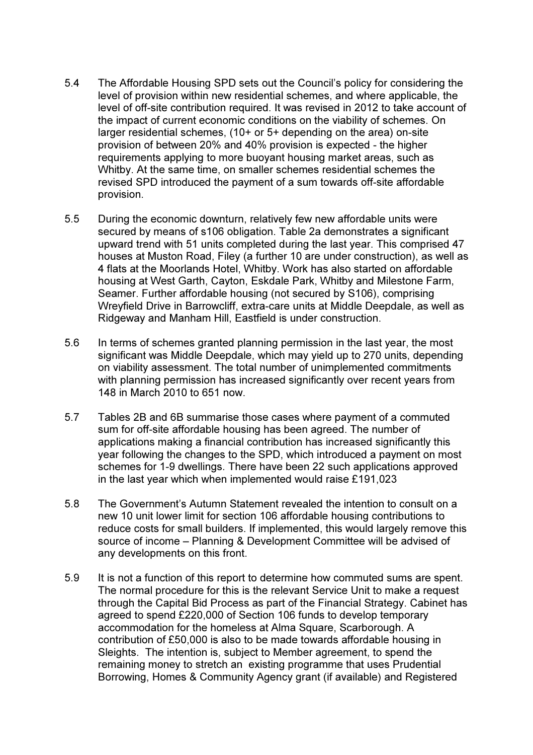5.4 The Affordable Housing SPD sets out the Council's policy for considering the level of provision within new residential schemes, and where applicable, the level of off-site contribution required. It was revised in 2012 to take account of the impact of current economic conditions on the viability of schemes. On larger residential schemes, (10+ or 5+ depending on the area) on-site provision of between 20% and 40% provision is expected - the higher requirements applying to more buoyant housing market areas, such as Whitby. At the same time, on smaller schemes residential schemes the revised SPD introduced the payment of a sum towards off-site affordable provision.

5.5 During the economic downturn, relatively few new affordable units were secured by means of s106 obligation. Table 2a demonstrates a significant upward trend with 51 units completed during the last year. This comprised 47 houses at Muston Road, Filey (a further 10 are under construction), as well as 4 flats at the Moorlands Hotel, Whitby. Work has also started on affordable housing at West Garth, Cayton, Eskdale Park, Whitby and Milestone Farm, Seamer. Further affordable housing (not secured by S106), comprising Wreyfield Drive in Barrowcliff, extra-care units at Middle Deepdale, as well as Ridgeway and Manham Hill, Eastfield is under construction.

5.6 In terms of schemes granted planning permission in the last year, the most significant was Middle Deepdale, which may yield up to 270 units, depending on viability assessment. The total number of unimplemented commitments with planning permission has increased significantly over recent years from 148 in March 2010 to 651 now.

5.7 Tables 2B and 6B summarise those cases where payment of a commuted sum for off-site affordable housing has been agreed. The number of applications making a financial contribution has increased significantly this year following the changes to the SPD, which introduced a payment on most schemes for 1-9 dwellings. There have been 22 such applications approved in the last year which when implemented would raise £191,023

5.8 The Government's Autumn Statement revealed the intention to consult on a new 10 unit lower limit for section 106 affordable housing contributions to reduce costs for small builders. If implemented, this would largely remove this source of income – Planning & Development Committee will be advised of any developments on this front.

5.9 It is not a function of this report to determine how commuted sums are spent. The normal procedure for this is the relevant Service Unit to make a request through the Capital Bid Process as part of the Financial Strategy. Cabinet has agreed to spend £220,000 of Section 106 funds to develop temporary accommodation for the homeless at Alma Square, Scarborough. A contribution of £50,000 is also to be made towards affordable housing in Sleights. The intention is, subject to Member agreement, to spend the remaining money to stretch an existing programme that uses Prudential Borrowing, Homes & Community Agency grant (if available) and Registered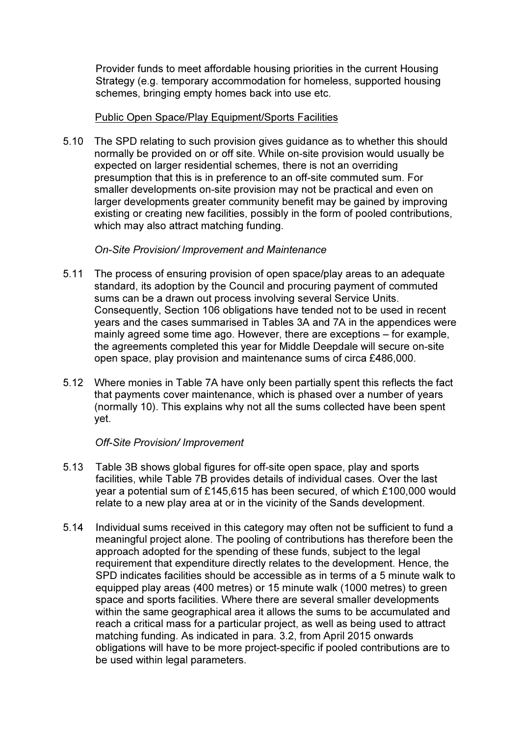Provider funds to meet affordable housing priorities in the current Housing Strategy (e.g. temporary accommodation for homeless, supported housing schemes, bringing empty homes back into use etc.

<u>Public Open Space/Play Equipment/Sports Facilities</u>

5.10 The SPD relating to such provision gives guidance as to whether this should normally be provided on or off site. While on-site provision would usually be expected on larger residential schemes, there is not an overriding presumption that this is in preference to an off-site commuted sum. For smaller developments on-site provision may not be practical and even on larger developments greater community benefit may be gained by improving existing or creating new facilities, possibly in the form of pooled contributions, which may also attract matching funding.

*On-Site Provision/ Improvement and Maintenance*

5.11 The process of ensuring provision of open space/play areas to an adequate standard, its adoption by the Council and procuring payment of commuted sums can be a drawn out process involving several Service Units. Consequently, Section 106 obligations have tended not to be used in recent years and the cases summarised in Tables 3A and 7A in the appendices were mainly agreed some time ago. However, there are exceptions – for example, the agreements completed this year for Middle Deepdale will secure on-site open space, play provision and maintenance sums of circa £486,000.

5.12 Where monies in Table 7A have only been partially spent this reflects the fact that payments cover maintenance, which is phased over a number of years (normally 10). This explains why not all the sums collected have been spent yet.

*Off-Site Provision/ Improvement*

5.13 Table 3B shows global figures for off-site open space, play and sports facilities, while Table 7B provides details of individual cases. Over the last year a potential sum of £145,615 has been secured, of which £100,000 would relate to a new play area at or in the vicinity of the Sands development.

5.14 Individual sums received in this category may often not be sufficient to fund a meaningful project alone. The pooling of contributions has therefore been the approach adopted for the spending of these funds, subject to the legal requirement that expenditure directly relates to the development. Hence, the SPD indicates facilities should be accessible as in terms of a 5 minute walk to equipped play areas (400 metres) or 15 minute walk (1000 metres) to green space and sports facilities. Where there are several smaller developments within the same geographical area it allows the sums to be accumulated and reach a critical mass for a particular project, as well as being used to attract matching funding. As indicated in para. 3.2, from April 2015 onwards obligations will have to be more project-specific if pooled contributions are to be used within legal parameters.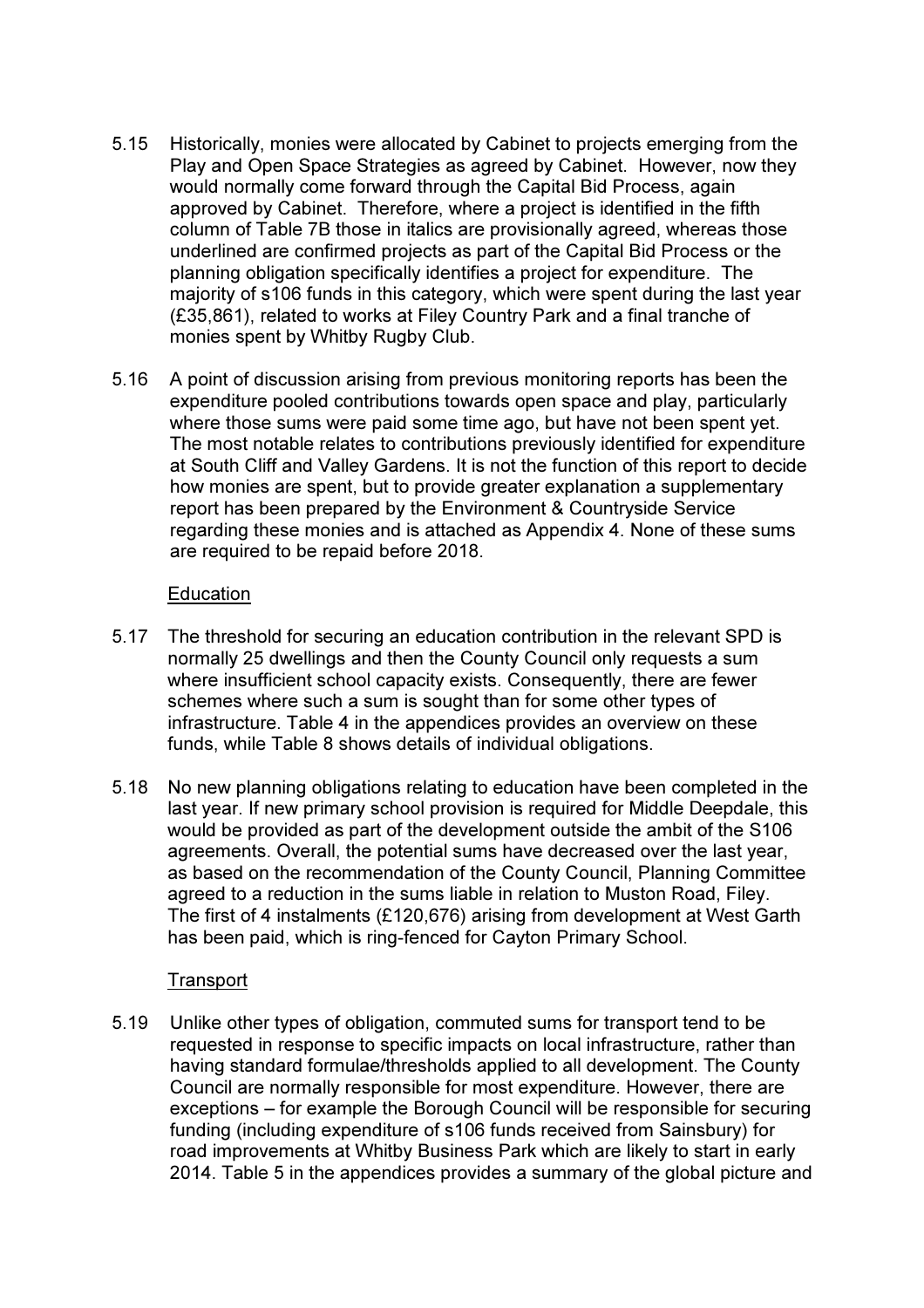5.15 Historically, monies were allocated by Cabinet to projects emerging from the Play and Open Space Strategies as agreed by Cabinet. However, now they would normally come forward through the Capital Bid Process, again approved by Cabinet. Therefore, where a project is identified in the fifth column of Table 7B those in italics are provisionally agreed, whereas those underlined are confirmed projects as part of the Capital Bid Process or the planning obligation specifically identifies a project for expenditure. The majority of s106 funds in this category, which were spent during the last year (£35,861), related to works at Filey Country Park and a final tranche of monies spent by Whitby Rugby Club.

5.16 A point of discussion arising from previous monitoring reports has been the expenditure pooled contributions towards open space and play, particularly where those sums were paid some time ago, but have not been spent yet. The most notable relates to contributions previously identified for expenditure at South Cliff and Valley Gardens. It is not the function of this report to decide how monies are spent, but to provide greater explanation a supplementary report has been prepared by the Environment & Countryside Service regarding these monies and is attached as Appendix 4. None of these sums are required to be repaid before 2018.

<u>Education</u>

5.17 The threshold for securing an education contribution in the relevant SPD is normally 25 dwellings and then the County Council only requests a sum where insufficient school capacity exists. Consequently, there are fewer schemes where such a sum is sought than for some other types of infrastructure. Table 4 in the appendices provides an overview on these funds, while Table 8 shows details of individual obligations.

5.18 No new planning obligations relating to education have been completed in the last year. If new primary school provision is required for Middle Deepdale, this would be provided as part of the development outside the ambit of the S106 agreements. Overall, the potential sums have decreased over the last year, as based on the recommendation of the County Council, Planning Committee agreed to a reduction in the sums liable in relation to Muston Road, Filey. The first of 4 instalments (£120,676) arising from development at West Garth has been paid, which is ring-fenced for Cayton Primary School.

<u>Transport</u>

5.19 Unlike other types of obligation, commuted sums for transport tend to be requested in response to specific impacts on local infrastructure, rather than having standard formulae/thresholds applied to all development. The County Council are normally responsible for most expenditure. However, there are exceptions – for example the Borough Council will be responsible for securing funding (including expenditure of s106 funds received from Sainsbury) for road improvements at Whitby Business Park which are likely to start in early 2014. Table 5 in the appendices provides a summary of the global picture and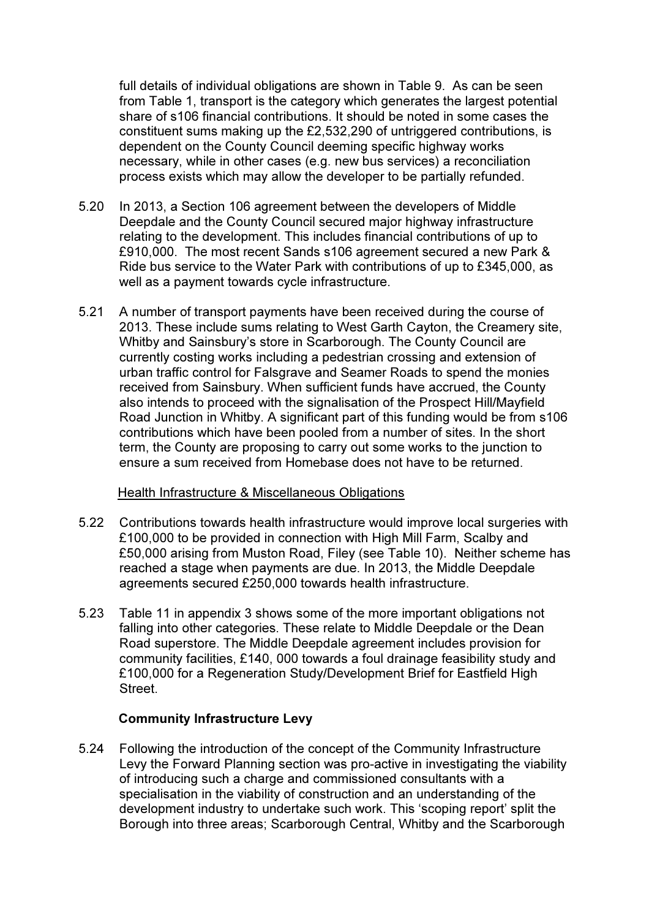full details of individual obligations are shown in Table 9. As can be seen from Table 1, transport is the category which generates the largest potential share of s106 financial contributions. It should be noted in some cases the constituent sums making up the £2,532,290 of untriggered contributions, is dependent on the County Council deeming specific highway works necessary, while in other cases (e.g. new bus services) a reconciliation process exists which may allow the developer to be partially refunded.

5.20 In 2013, a Section 106 agreement between the developers of Middle Deepdale and the County Council secured major highway infrastructure relating to the development. This includes financial contributions of up to £910,000. The most recent Sands s106 agreement secured a new Park & Ride bus service to the Water Park with contributions of up to £345,000, as well as a payment towards cycle infrastructure.

5.21 A number of transport payments have been received during the course of 2013. These include sums relating to West Garth Cayton, the Creamery site, Whitby and Sainsbury's store in Scarborough. The County Council are currently costing works including a pedestrian crossing and extension of urban traffic control for Falsgrave and Seamer Roads to spend the monies received from Sainsbury. When sufficient funds have accrued, the County also intends to proceed with the signalisation of the Prospect Hill/Mayfield Road Junction in Whitby. A significant part of this funding would be from s106 contributions which have been pooled from a number of sites. In the short term, the County are proposing to carry out some works to the junction to ensure a sum received from Homebase does not have to be returned.

Health Infrastructure & Miscellaneous Obligations

5.22 Contributions towards health infrastructure would improve local surgeries with £100,000 to be provided in connection with High Mill Farm, Scalby and £50,000 arising from Muston Road, Filey (see Table 10). Neither scheme has reached a stage when payments are due. In 2013, the Middle Deepdale agreements secured £250,000 towards health infrastructure.

5.23 Table 11 in appendix 3 shows some of the more important obligations not falling into other categories. These relate to Middle Deepdale or the Dean Road superstore. The Middle Deepdale agreement includes provision for community facilities, £140, 000 towards a foul drainage feasibility study and £100,000 for a Regeneration Study/Development Brief for Eastfield High Street.

### Community Infrastructure Levy

5.24 Following the introduction of the concept of the Community Infrastructure Levy the Forward Planning section was pro-active in investigating the viability of introducing such a charge and commissioned consultants with a specialisation in the viability of construction and an understanding of the development industry to undertake such work. This 'scoping report' split the Borough into three areas; Scarborough Central, Whitby and the Scarborough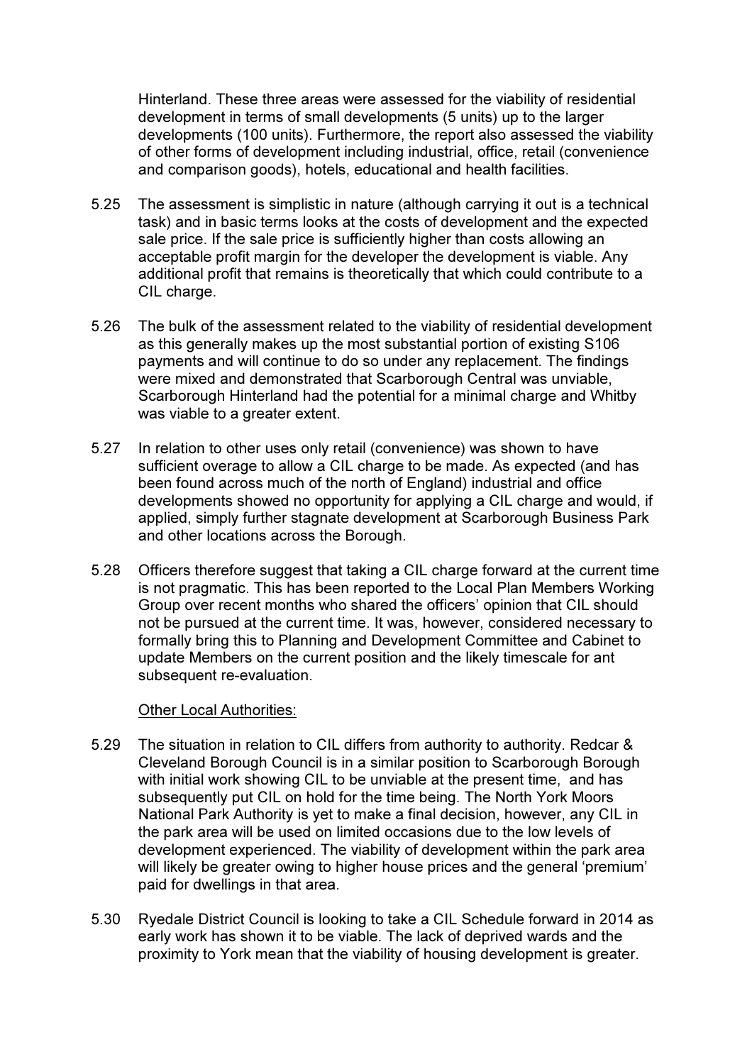Hinterland. These three areas were assessed for the viability of residential development in terms of small developments (5 units) up to the larger developments (100 units). Furthermore, the report also assessed the viability of other forms of development including industrial, office, retail (convenience and comparison goods), hotels, educational and health facilities.

5.25 The assessment is simplistic in nature (although carrying it out is a technical task) and in basic terms looks at the costs of development and the expected sale price. If the sale price is sufficiently higher than costs allowing an acceptable profit margin for the developer the development is viable. Any additional profit that remains is theoretically that which could contribute to a CIL charge.

5.26 The bulk of the assessment related to the viability of residential development as this generally makes up the most substantial portion of existing S106 payments and will continue to do so under any replacement. The findings were mixed and demonstrated that Scarborough Central was unviable, Scarborough Hinterland had the potential for a minimal charge and Whitby was viable to a greater extent.

5.27 In relation to other uses only retail (convenience) was shown to have sufficient overage to allow a CIL charge to be made. As expected (and has been found across much of the north of England) industrial and office developments showed no opportunity for applying a CIL charge and would, if applied, simply further stagnate development at Scarborough Business Park and other locations across the Borough.

5.28 Officers therefore suggest that taking a CIL charge forward at the current time is not pragmatic. This has been reported to the Local Plan Members Working Group over recent months who shared the officers' opinion that CIL should not be pursued at the current time. It was, however, considered necessary to formally bring this to Planning and Development Committee and Cabinet to update Members on the current position and the likely timescale for ant subsequent re-evaluation.

Other Local Authorities:

5.29 The situation in relation to CIL differs from authority to authority. Redcar & Cleveland Borough Council is in a similar position to Scarborough Borough with initial work showing CIL to be unviable at the present time, and has subsequently put CIL on hold for the time being. The North York Moors National Park Authority is yet to make a final decision, however, any CIL in the park area will be used on limited occasions due to the low levels of development experienced. The viability of development within the park area will likely be greater owing to higher house prices and the general 'premium' paid for dwellings in that area.

5.30 Ryedale District Council is looking to take a CIL Schedule forward in 2014 as early work has shown it to be viable. The lack of deprived wards and the proximity to York mean that the viability of housing development is greater.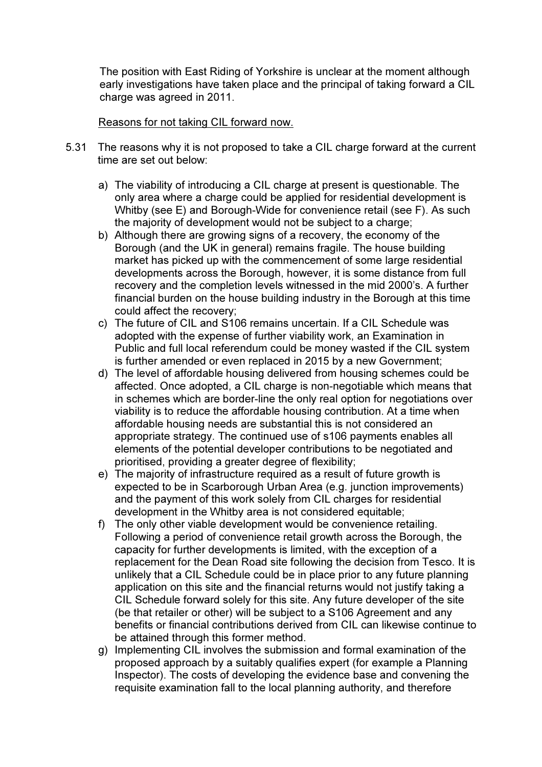The position with East Riding of Yorkshire is unclear at the moment although early investigations have taken place and the principal of taking forward a CIL charge was agreed in 2011.

<u>Reasons for not taking CIL forward now.</u>

5.31 The reasons why it is not proposed to take a CIL charge forward at the current time are set out below:

a) The viability of introducing a CIL charge at present is questionable. The only area where a charge could be applied for residential development is Whitby (see E) and Borough-Wide for convenience retail (see F). As such the majority of development would not be subject to a charge;

b) Although there are growing signs of a recovery, the economy of the Borough (and the UK in general) remains fragile. The house building market has picked up with the commencement of some large residential developments across the Borough, however, it is some distance from full recovery and the completion levels witnessed in the mid 2000's. A further financial burden on the house building industry in the Borough at this time could affect the recovery;

c) The future of CIL and S106 remains uncertain. If a CIL Schedule was adopted with the expense of further viability work, an Examination in Public and full local referendum could be money wasted if the CIL system is further amended or even replaced in 2015 by a new Government;

d) The level of affordable housing delivered from housing schemes could be affected. Once adopted, a CIL charge is non-negotiable which means that in schemes which are border-line the only real option for negotiations over viability is to reduce the affordable housing contribution. At a time when affordable housing needs are substantial this is not considered an appropriate strategy. The continued use of s106 payments enables all elements of the potential developer contributions to be negotiated and prioritised, providing a greater degree of flexibility;

e) The majority of infrastructure required as a result of future growth is expected to be in Scarborough Urban Area (e.g. junction improvements) and the payment of this work solely from CIL charges for residential development in the Whitby area is not considered equitable;

f) The only other viable development would be convenience retailing. Following a period of convenience retail growth across the Borough, the capacity for further developments is limited, with the exception of a replacement for the Dean Road site following the decision from Tesco. It is unlikely that a CIL Schedule could be in place prior to any future planning application on this site and the financial returns would not justify taking a CIL Schedule forward solely for this site. Any future developer of the site (be that retailer or other) will be subject to a S106 Agreement and any benefits or financial contributions derived from CIL can likewise continue to be attained through this former method.

g) Implementing CIL involves the submission and formal examination of the proposed approach by a suitably qualifies expert (for example a Planning Inspector). The costs of developing the evidence base and convening the requisite examination fall to the local planning authority, and therefore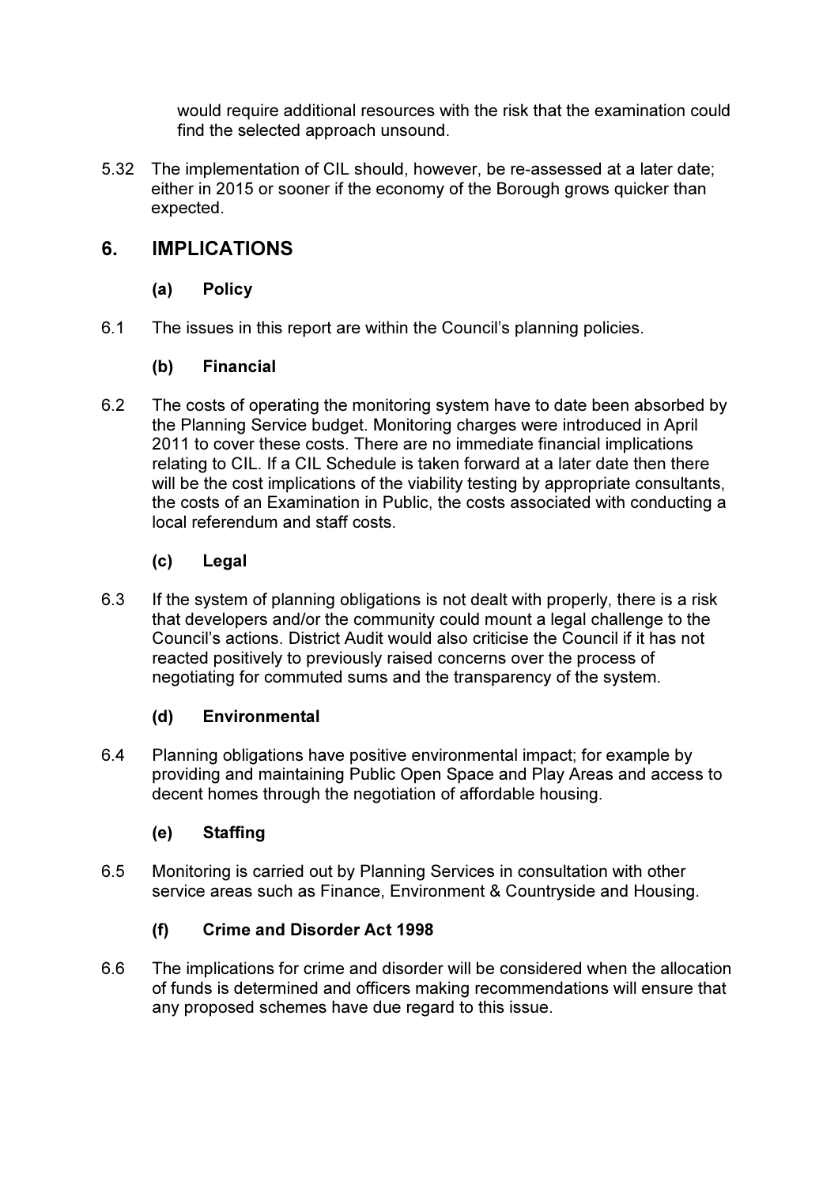would require additional resources with the risk that the examination could find the selected approach unsound.

5.32 The implementation of CIL should, however, be re-assessed at a later date; either in 2015 or sooner if the economy of the Borough grows quicker than expected.

## 6. IMPLICATIONS

### (a) Policy

6.1 The issues in this report are within the Council's planning policies.

### (b) Financial

6.2 The costs of operating the monitoring system have to date been absorbed by the Planning Service budget. Monitoring charges were introduced in April 2011 to cover these costs. There are no immediate financial implications relating to CIL. If a CIL Schedule is taken forward at a later date then there will be the cost implications of the viability testing by appropriate consultants, the costs of an Examination in Public, the costs associated with conducting a local referendum and staff costs.

### (c) Legal

6.3 If the system of planning obligations is not dealt with properly, there is a risk that developers and/or the community could mount a legal challenge to the Council's actions. District Audit would also criticise the Council if it has not reacted positively to previously raised concerns over the process of negotiating for commuted sums and the transparency of the system.

### (d) Environmental

6.4 Planning obligations have positive environmental impact; for example by providing and maintaining Public Open Space and Play Areas and access to decent homes through the negotiation of affordable housing.

### (e) Staffing

6.5 Monitoring is carried out by Planning Services in consultation with other service areas such as Finance, Environment & Countryside and Housing.

### (f) Crime and Disorder Act 1998

6.6 The implications for crime and disorder will be considered when the allocation of funds is determined and officers making recommendations will ensure that any proposed schemes have due regard to this issue.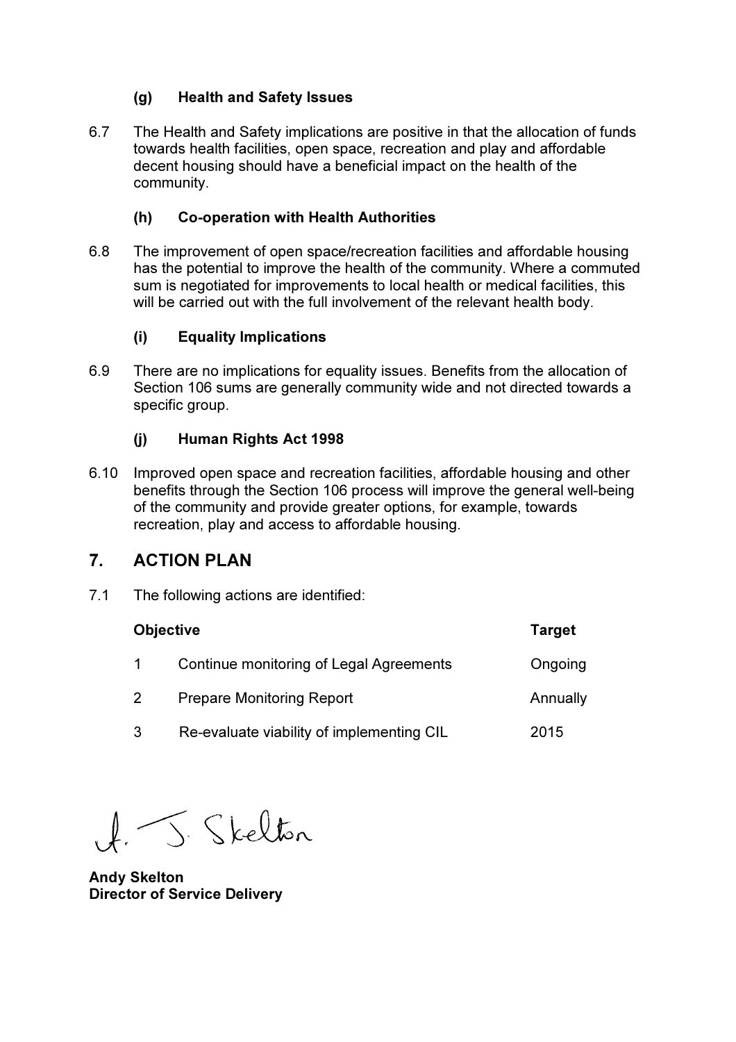### (g) Health and Safety Issues

6.7 The Health and Safety implications are positive in that the allocation of funds towards health facilities, open space, recreation and play and affordable decent housing should have a beneficial impact on the health of the community.

### (h) Co-operation with Health Authorities

6.8 The improvement of open space/recreation facilities and affordable housing has the potential to improve the health of the community. Where a commuted sum is negotiated for improvements to local health or medical facilities, this will be carried out with the full involvement of the relevant health body.

### (i) Equality Implications

6.9 There are no implications for equality issues. Benefits from the allocation of Section 106 sums are generally community wide and not directed towards a specific group.

### (j) Human Rights Act 1998

6.10 Improved open space and recreation facilities, affordable housing and other benefits through the Section 106 process will improve the general well-being of the community and provide greater options, for example, towards recreation, play and access to affordable housing.

## 7. ACTION PLAN

7.1 The following actions are identified:

| | Objective | Target |
|---|---|---|
| 1 | Continue monitoring of Legal Agreements | Ongoing |
| 2 | Prepare Monitoring Report | Annually |
| 3 | Re-evaluate viability of implementing CIL | 2015 |

A. J. Skelton

**Andy Skelton**
**Director of Service Delivery**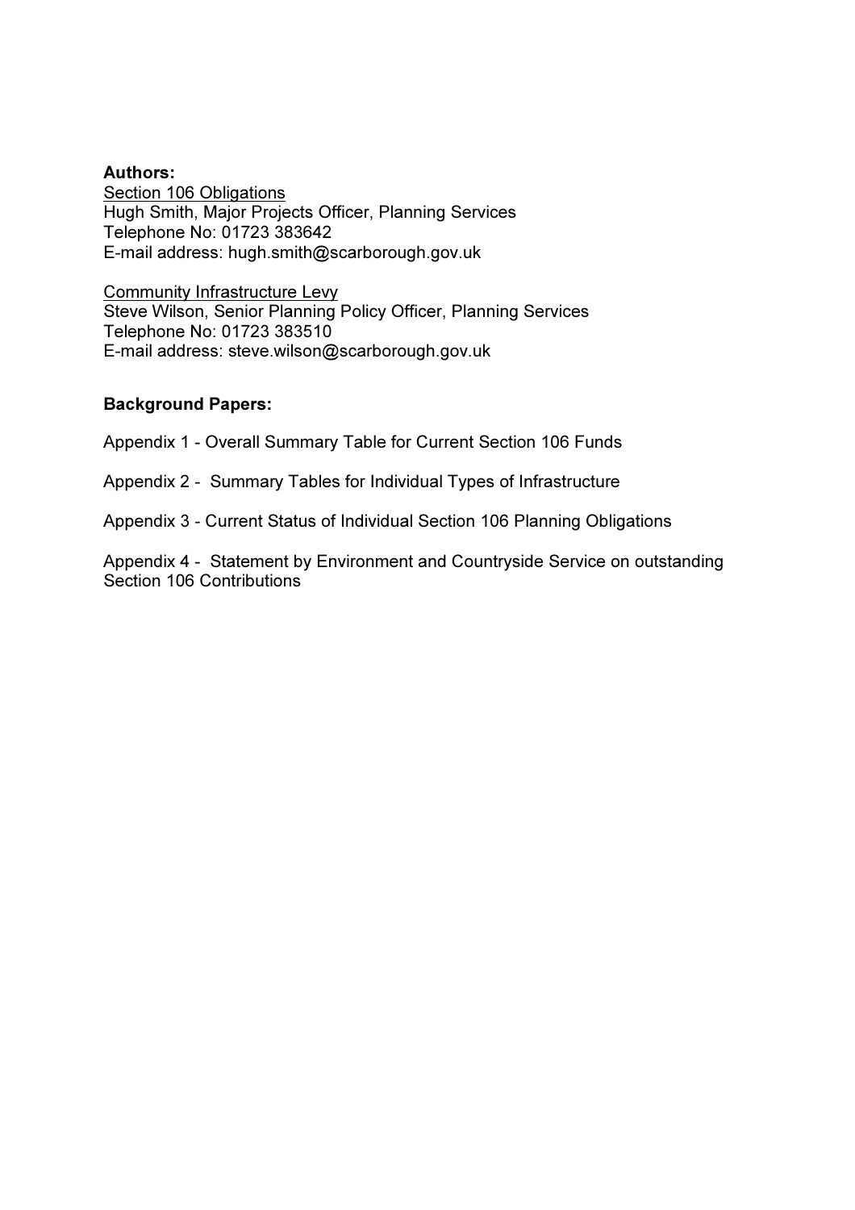**Authors:**

<u>Section 106 Obligations</u>
Hugh Smith, Major Projects Officer, Planning Services
Telephone No: 01723 383642
E-mail address: hugh.smith@scarborough.gov.uk

<u>Community Infrastructure Levy</u>
Steve Wilson, Senior Planning Policy Officer, Planning Services
Telephone No: 01723 383510
E-mail address: steve.wilson@scarborough.gov.uk

**Background Papers:**

Appendix 1 - Overall Summary Table for Current Section 106 Funds

Appendix 2 - Summary Tables for Individual Types of Infrastructure

Appendix 3 - Current Status of Individual Section 106 Planning Obligations

Appendix 4 - Statement by Environment and Countryside Service on outstanding Section 106 Contributions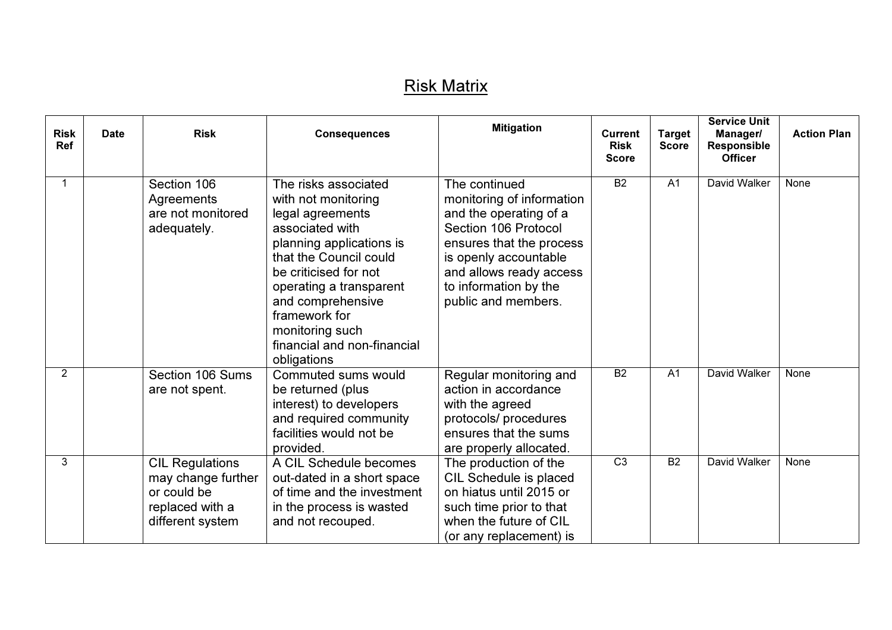# Risk Matrix

| Risk Ref | Date | Risk | Consequences | Mitigation | Current Risk Score | Target Score | Service Unit Manager/ Responsible Officer | Action Plan |
|---|---|---|---|---|---|---|---|---|
| 1 | | Section 106 Agreements are not monitored adequately. | The risks associated with not monitoring legal agreements associated with planning applications is that the Council could be criticised for not operating a transparent and comprehensive framework for monitoring such financial and non-financial obligations | The continued monitoring of information and the operating of a Section 106 Protocol ensures that the process is openly accountable and allows ready access to information by the public and members. | B2 | A1 | David Walker | None |
| 2 | | Section 106 Sums are not spent. | Commuted sums would be returned (plus interest) to developers and required community facilities would not be provided. | Regular monitoring and action in accordance with the agreed protocols/ procedures ensures that the sums are properly allocated. | B2 | A1 | David Walker | None |
| 3 | | CIL Regulations may change further or could be replaced with a different system | A CIL Schedule becomes out-dated in a short space of time and the investment in the process is wasted and not recouped. | The production of the CIL Schedule is placed on hiatus until 2015 or such time prior to that when the future of CIL (or any replacement) is | C3 | B2 | David Walker | None |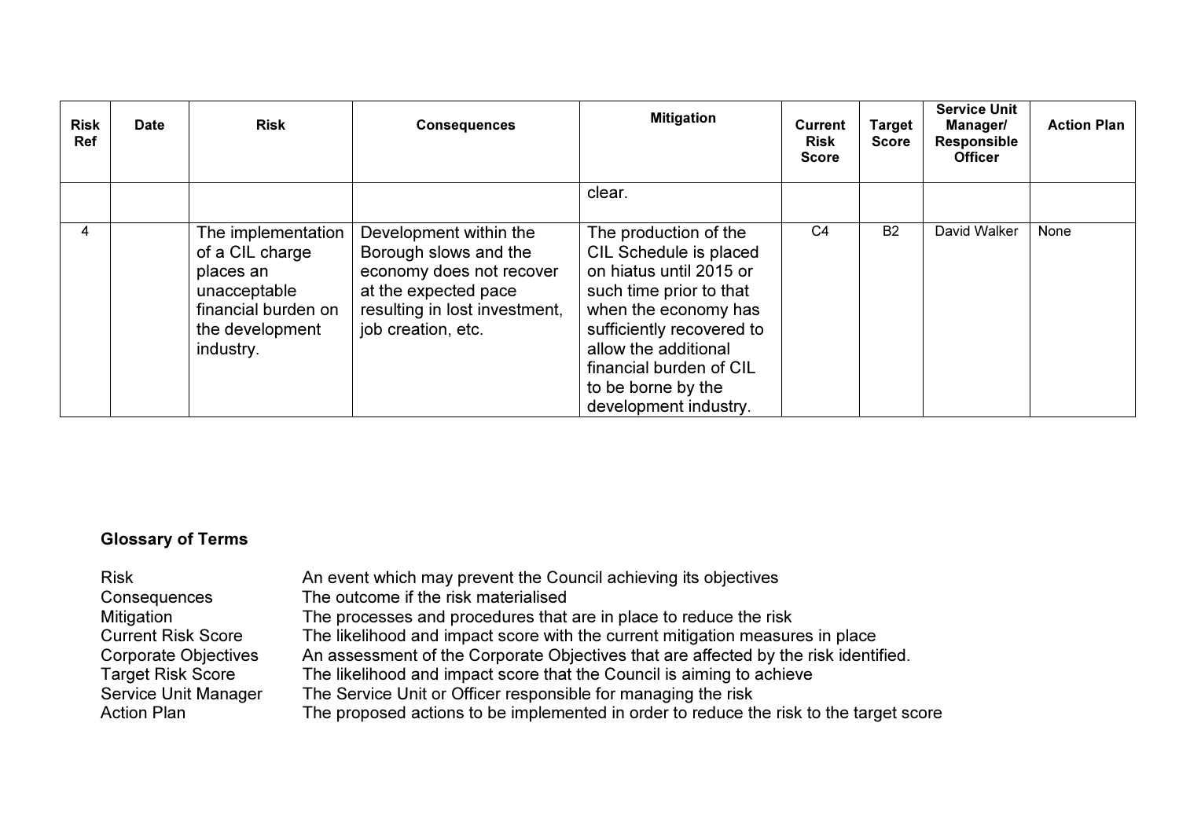| Risk Ref | Date | Risk | Consequences | Mitigation | Current Risk Score | Target Score | Service Unit Manager/ Responsible Officer | Action Plan |
|---|---|---|---|---|---|---|---|---|
| | | | | clear. | | | | |
| 4 | | The implementation of a CIL charge places an unacceptable financial burden on the development industry. | Development within the Borough slows and the economy does not recover at the expected pace resulting in lost investment, job creation, etc. | The production of the CIL Schedule is placed on hiatus until 2015 or such time prior to that when the economy has sufficiently recovered to allow the additional financial burden of CIL to be borne by the development industry. | C4 | B2 | David Walker | None |

**Glossary of Terms**

| | |
|---|---|
| Risk | An event which may prevent the Council achieving its objectives |
| Consequences | The outcome if the risk materialised |
| Mitigation | The processes and procedures that are in place to reduce the risk |
| Current Risk Score | The likelihood and impact score with the current mitigation measures in place |
| Corporate Objectives | An assessment of the Corporate Objectives that are affected by the risk identified. |
| Target Risk Score | The likelihood and impact score that the Council is aiming to achieve |
| Service Unit Manager | The Service Unit or Officer responsible for managing the risk |
| Action Plan | The proposed actions to be implemented in order to reduce the risk to the target score |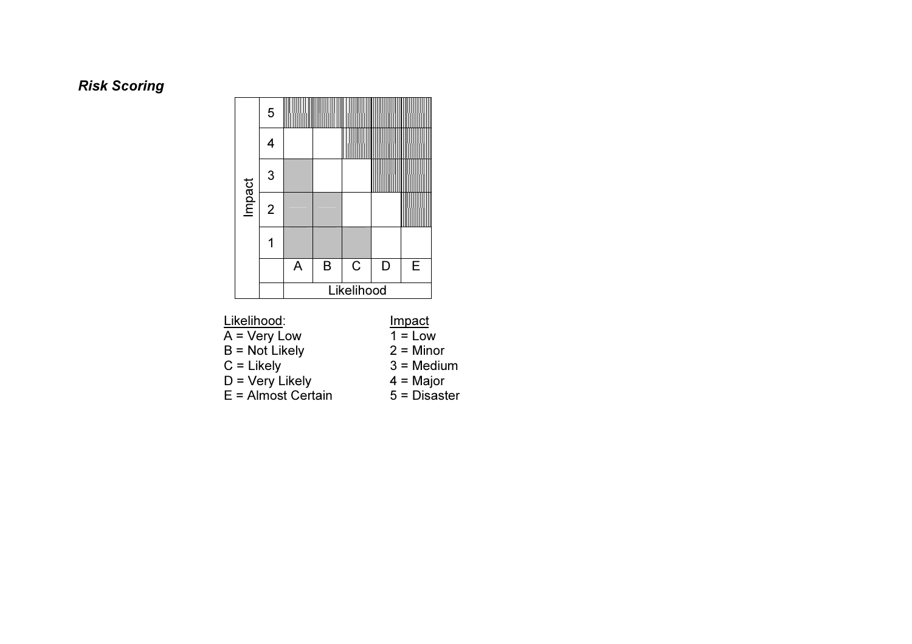### *Risk Scoring*

Impact

5

4

3

2

1

A B C D E

Likelihood

<u>Likelihood</u>:
A = Very Low
B = Not Likely
C = Likely
D = Very Likely
E = Almost Certain

<u>Impact</u>
1 = Low
2 = Minor
3 = Medium
4 = Major
5 = Disaster